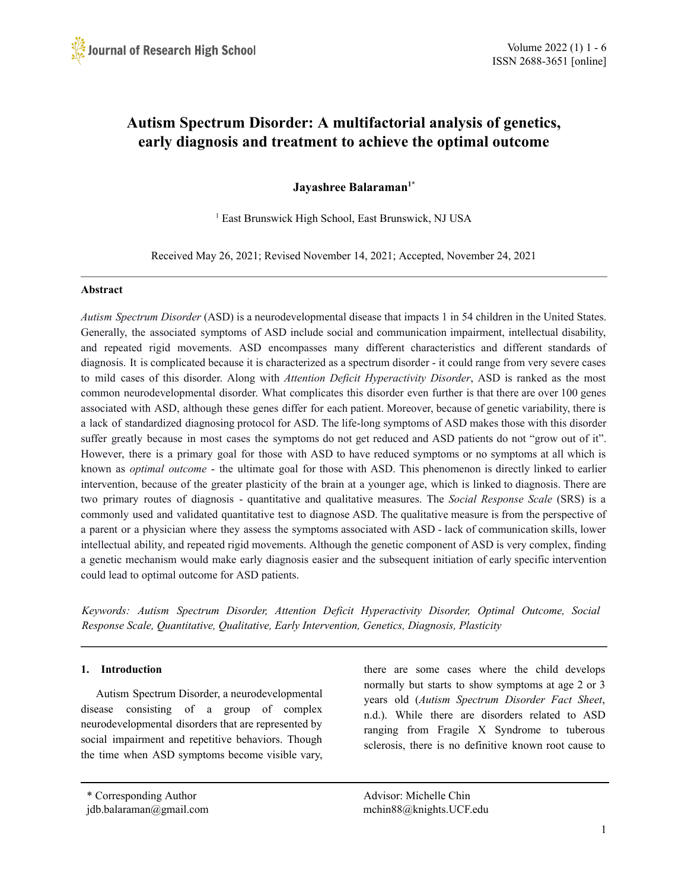# Autism Spectrum Disorder: A multifactorial analysis of genetics, early diagnosis and treatment to achieve the optimal outcome

**Jayashree Balaraman[1*]**

[1] East Brunswick High School, East Brunswick, NJ USA

Received May 26, 2021; Revised November 14, 2021; Accepted, November 24, 2021

---

**Abstract**

*Autism Spectrum Disorder* (ASD) is a neurodevelopmental disease that impacts 1 in 54 children in the United States. Generally, the associated symptoms of ASD include social and communication impairment, intellectual disability, and repeated rigid movements. ASD encompasses many different characteristics and different standards of diagnosis. It is complicated because it is characterized as a spectrum disorder - it could range from very severe cases to mild cases of this disorder. Along with *Attention Deficit Hyperactivity Disorder*, ASD is ranked as the most common neurodevelopmental disorder. What complicates this disorder even further is that there are over 100 genes associated with ASD, although these genes differ for each patient. Moreover, because of genetic variability, there is a lack of standardized diagnosing protocol for ASD. The life-long symptoms of ASD makes those with this disorder suffer greatly because in most cases the symptoms do not get reduced and ASD patients do not "grow out of it". However, there is a primary goal for those with ASD to have reduced symptoms or no symptoms at all which is known as *optimal outcome* - the ultimate goal for those with ASD. This phenomenon is directly linked to earlier intervention, because of the greater plasticity of the brain at a younger age, which is linked to diagnosis. There are two primary routes of diagnosis - quantitative and qualitative measures. The *Social Response Scale* (SRS) is a commonly used and validated quantitative test to diagnose ASD. The qualitative measure is from the perspective of a parent or a physician where they assess the symptoms associated with ASD - lack of communication skills, lower intellectual ability, and repeated rigid movements. Although the genetic component of ASD is very complex, finding a genetic mechanism would make early diagnosis easier and the subsequent initiation of early specific intervention could lead to optimal outcome for ASD patients.

*Keywords: Autism Spectrum Disorder, Attention Deficit Hyperactivity Disorder, Optimal Outcome, Social Response Scale, Quantitative, Qualitative, Early Intervention, Genetics, Diagnosis, Plasticity*

---

## 1. Introduction

Autism Spectrum Disorder, a neurodevelopmental disease consisting of a group of complex neurodevelopmental disorders that are represented by social impairment and repetitive behaviors. Though the time when ASD symptoms become visible vary, there are some cases where the child develops normally but starts to show symptoms at age 2 or 3 years old (*Autism Spectrum Disorder Fact Sheet*, n.d.). While there are disorders related to ASD ranging from Fragile X Syndrome to tuberous sclerosis, there is no definitive known root cause to

---

\* Corresponding Author
jdb.balaraman@gmail.com

Advisor: Michelle Chin
mchin88@knights.UCF.edu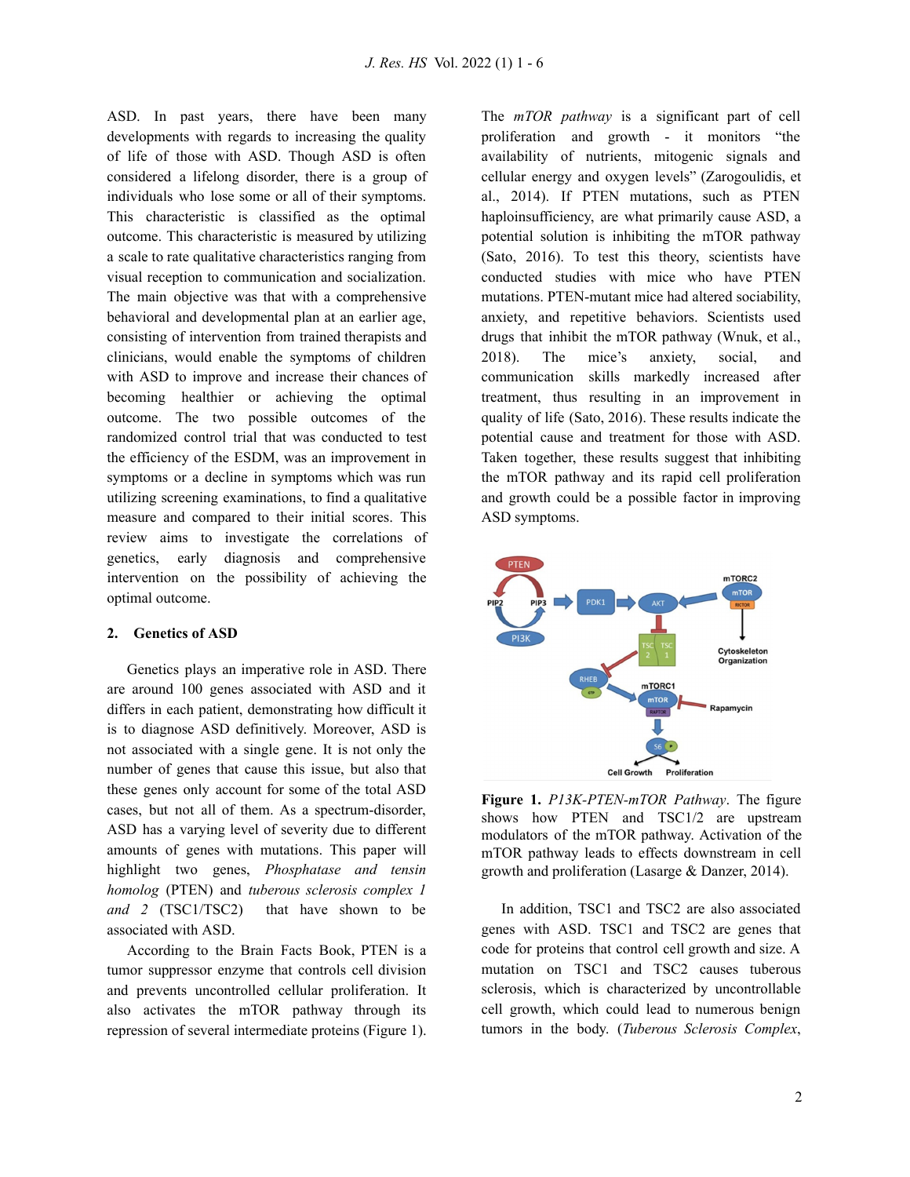ASD. In past years, there have been many developments with regards to increasing the quality of life of those with ASD. Though ASD is often considered a lifelong disorder, there is a group of individuals who lose some or all of their symptoms. This characteristic is classified as the optimal outcome. This characteristic is measured by utilizing a scale to rate qualitative characteristics ranging from visual reception to communication and socialization. The main objective was that with a comprehensive behavioral and developmental plan at an earlier age, consisting of intervention from trained therapists and clinicians, would enable the symptoms of children with ASD to improve and increase their chances of becoming healthier or achieving the optimal outcome. The two possible outcomes of the randomized control trial that was conducted to test the efficiency of the ESDM, was an improvement in symptoms or a decline in symptoms which was run utilizing screening examinations, to find a qualitative measure and compared to their initial scores. This review aims to investigate the correlations of genetics, early diagnosis and comprehensive intervention on the possibility of achieving the optimal outcome.

## 2. Genetics of ASD

Genetics plays an imperative role in ASD. There are around 100 genes associated with ASD and it differs in each patient, demonstrating how difficult it is to diagnose ASD definitively. Moreover, ASD is not associated with a single gene. It is not only the number of genes that cause this issue, but also that these genes only account for some of the total ASD cases, but not all of them. As a spectrum-disorder, ASD has a varying level of severity due to different amounts of genes with mutations. This paper will highlight two genes, *Phosphatase and tensin homolog* (PTEN) and *tuberous sclerosis complex 1 and 2* (TSC1/TSC2) that have shown to be associated with ASD.

According to the Brain Facts Book, PTEN is a tumor suppressor enzyme that controls cell division and prevents uncontrolled cellular proliferation. It also activates the mTOR pathway through its repression of several intermediate proteins (Figure 1). The *mTOR pathway* is a significant part of cell proliferation and growth - it monitors "the availability of nutrients, mitogenic signals and cellular energy and oxygen levels" (Zarogoulidis, et al., 2014). If PTEN mutations, such as PTEN haploinsufficiency, are what primarily cause ASD, a potential solution is inhibiting the mTOR pathway (Sato, 2016). To test this theory, scientists have conducted studies with mice who have PTEN mutations. PTEN-mutant mice had altered sociability, anxiety, and repetitive behaviors. Scientists used drugs that inhibit the mTOR pathway (Wnuk, et al., 2018). The mice's anxiety, social, and communication skills markedly increased after treatment, thus resulting in an improvement in quality of life (Sato, 2016). These results indicate the potential cause and treatment for those with ASD. Taken together, these results suggest that inhibiting the mTOR pathway and its rapid cell proliferation and growth could be a possible factor in improving ASD symptoms.

**Figure 1.** *P13K-PTEN-mTOR Pathway*. The figure shows how PTEN and TSC1/2 are upstream modulators of the mTOR pathway. Activation of the mTOR pathway leads to effects downstream in cell growth and proliferation (Lasarge & Danzer, 2014).

In addition, TSC1 and TSC2 are also associated genes with ASD. TSC1 and TSC2 are genes that code for proteins that control cell growth and size. A mutation on TSC1 and TSC2 causes tuberous sclerosis, which is characterized by uncontrollable cell growth, which could lead to numerous benign tumors in the body. (*Tuberous Sclerosis Complex*,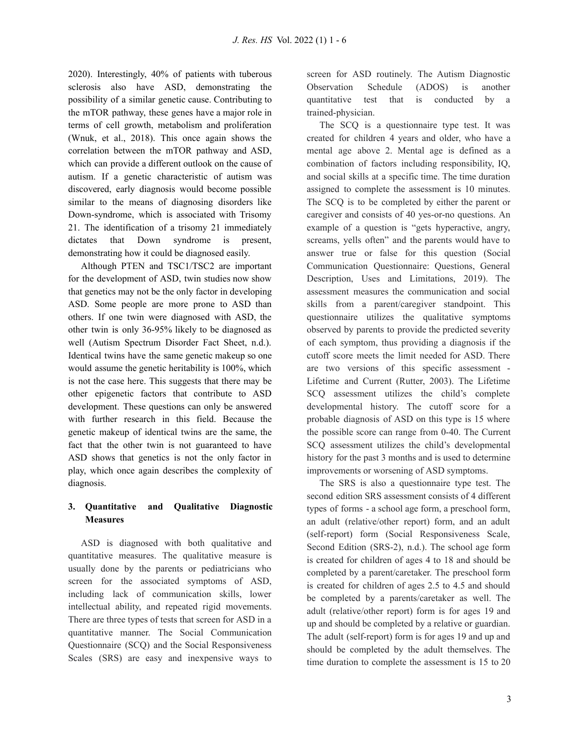2020). Interestingly, 40% of patients with tuberous sclerosis also have ASD, demonstrating the possibility of a similar genetic cause. Contributing to the mTOR pathway, these genes have a major role in terms of cell growth, metabolism and proliferation (Wnuk, et al., 2018). This once again shows the correlation between the mTOR pathway and ASD, which can provide a different outlook on the cause of autism. If a genetic characteristic of autism was discovered, early diagnosis would become possible similar to the means of diagnosing disorders like Down-syndrome, which is associated with Trisomy 21. The identification of a trisomy 21 immediately dictates that Down syndrome is present, demonstrating how it could be diagnosed easily.

Although PTEN and TSC1/TSC2 are important for the development of ASD, twin studies now show that genetics may not be the only factor in developing ASD. Some people are more prone to ASD than others. If one twin were diagnosed with ASD, the other twin is only 36-95% likely to be diagnosed as well (Autism Spectrum Disorder Fact Sheet, n.d.). Identical twins have the same genetic makeup so one would assume the genetic heritability is 100%, which is not the case here. This suggests that there may be other epigenetic factors that contribute to ASD development. These questions can only be answered with further research in this field. Because the genetic makeup of identical twins are the same, the fact that the other twin is not guaranteed to have ASD shows that genetics is not the only factor in play, which once again describes the complexity of diagnosis.

## 3. Quantitative and Qualitative Diagnostic Measures

ASD is diagnosed with both qualitative and quantitative measures. The qualitative measure is usually done by the parents or pediatricians who screen for the associated symptoms of ASD, including lack of communication skills, lower intellectual ability, and repeated rigid movements. There are three types of tests that screen for ASD in a quantitative manner. The Social Communication Questionnaire (SCQ) and the Social Responsiveness Scales (SRS) are easy and inexpensive ways to screen for ASD routinely. The Autism Diagnostic Observation Schedule (ADOS) is another quantitative test that is conducted by a trained-physician.

The SCQ is a questionnaire type test. It was created for children 4 years and older, who have a mental age above 2. Mental age is defined as a combination of factors including responsibility, IQ, and social skills at a specific time. The time duration assigned to complete the assessment is 10 minutes. The SCQ is to be completed by either the parent or caregiver and consists of 40 yes-or-no questions. An example of a question is "gets hyperactive, angry, screams, yells often" and the parents would have to answer true or false for this question (Social Communication Questionnaire: Questions, General Description, Uses and Limitations, 2019). The assessment measures the communication and social skills from a parent/caregiver standpoint. This questionnaire utilizes the qualitative symptoms observed by parents to provide the predicted severity of each symptom, thus providing a diagnosis if the cutoff score meets the limit needed for ASD. There are two versions of this specific assessment - Lifetime and Current (Rutter, 2003). The Lifetime SCQ assessment utilizes the child's complete developmental history. The cutoff score for a probable diagnosis of ASD on this type is 15 where the possible score can range from 0-40. The Current SCQ assessment utilizes the child's developmental history for the past 3 months and is used to determine improvements or worsening of ASD symptoms.

The SRS is also a questionnaire type test. The second edition SRS assessment consists of 4 different types of forms - a school age form, a preschool form, an adult (relative/other report) form, and an adult (self-report) form (Social Responsiveness Scale, Second Edition (SRS-2), n.d.). The school age form is created for children of ages 4 to 18 and should be completed by a parent/caretaker. The preschool form is created for children of ages 2.5 to 4.5 and should be completed by a parents/caretaker as well. The adult (relative/other report) form is for ages 19 and up and should be completed by a relative or guardian. The adult (self-report) form is for ages 19 and up and should be completed by the adult themselves. The time duration to complete the assessment is 15 to 20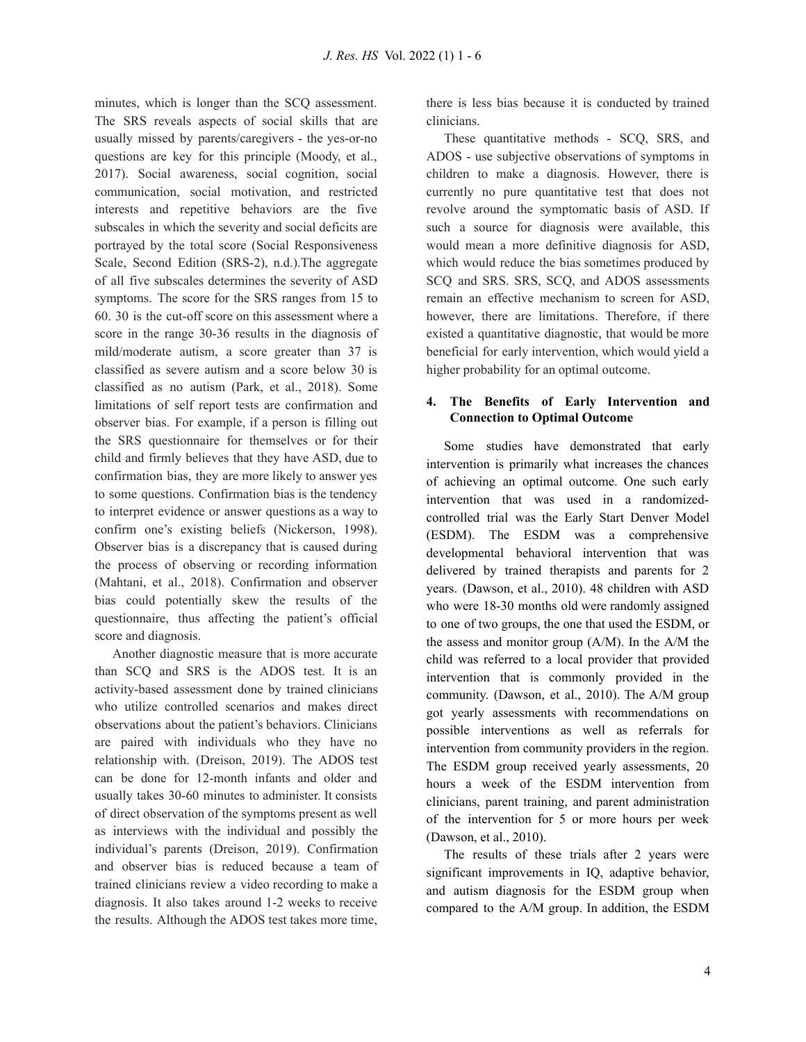minutes, which is longer than the SCQ assessment. The SRS reveals aspects of social skills that are usually missed by parents/caregivers - the yes-or-no questions are key for this principle (Moody, et al., 2017). Social awareness, social cognition, social communication, social motivation, and restricted interests and repetitive behaviors are the five subscales in which the severity and social deficits are portrayed by the total score (Social Responsiveness Scale, Second Edition (SRS-2), n.d.).The aggregate of all five subscales determines the severity of ASD symptoms. The score for the SRS ranges from 15 to 60. 30 is the cut-off score on this assessment where a score in the range 30-36 results in the diagnosis of mild/moderate autism, a score greater than 37 is classified as severe autism and a score below 30 is classified as no autism (Park, et al., 2018). Some limitations of self report tests are confirmation and observer bias. For example, if a person is filling out the SRS questionnaire for themselves or for their child and firmly believes that they have ASD, due to confirmation bias, they are more likely to answer yes to some questions. Confirmation bias is the tendency to interpret evidence or answer questions as a way to confirm one's existing beliefs (Nickerson, 1998). Observer bias is a discrepancy that is caused during the process of observing or recording information (Mahtani, et al., 2018). Confirmation and observer bias could potentially skew the results of the questionnaire, thus affecting the patient's official score and diagnosis.

Another diagnostic measure that is more accurate than SCQ and SRS is the ADOS test. It is an activity-based assessment done by trained clinicians who utilize controlled scenarios and makes direct observations about the patient's behaviors. Clinicians are paired with individuals who they have no relationship with. (Dreison, 2019). The ADOS test can be done for 12-month infants and older and usually takes 30-60 minutes to administer. It consists of direct observation of the symptoms present as well as interviews with the individual and possibly the individual's parents (Dreison, 2019). Confirmation and observer bias is reduced because a team of trained clinicians review a video recording to make a diagnosis. It also takes around 1-2 weeks to receive the results. Although the ADOS test takes more time, there is less bias because it is conducted by trained clinicians.

These quantitative methods - SCQ, SRS, and ADOS - use subjective observations of symptoms in children to make a diagnosis. However, there is currently no pure quantitative test that does not revolve around the symptomatic basis of ASD. If such a source for diagnosis were available, this would mean a more definitive diagnosis for ASD, which would reduce the bias sometimes produced by SCQ and SRS. SRS, SCQ, and ADOS assessments remain an effective mechanism to screen for ASD, however, there are limitations. Therefore, if there existed a quantitative diagnostic, that would be more beneficial for early intervention, which would yield a higher probability for an optimal outcome.

## 4. The Benefits of Early Intervention and Connection to Optimal Outcome

Some studies have demonstrated that early intervention is primarily what increases the chances of achieving an optimal outcome. One such early intervention that was used in a randomized-controlled trial was the Early Start Denver Model (ESDM). The ESDM was a comprehensive developmental behavioral intervention that was delivered by trained therapists and parents for 2 years. (Dawson, et al., 2010). 48 children with ASD who were 18-30 months old were randomly assigned to one of two groups, the one that used the ESDM, or the assess and monitor group (A/M). In the A/M the child was referred to a local provider that provided intervention that is commonly provided in the community. (Dawson, et al., 2010). The A/M group got yearly assessments with recommendations on possible interventions as well as referrals for intervention from community providers in the region. The ESDM group received yearly assessments, 20 hours a week of the ESDM intervention from clinicians, parent training, and parent administration of the intervention for 5 or more hours per week (Dawson, et al., 2010).

The results of these trials after 2 years were significant improvements in IQ, adaptive behavior, and autism diagnosis for the ESDM group when compared to the A/M group. In addition, the ESDM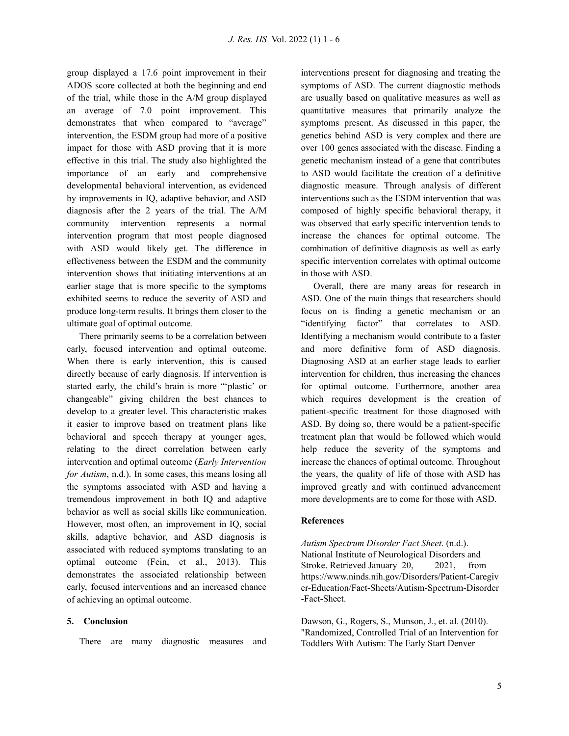group displayed a 17.6 point improvement in their ADOS score collected at both the beginning and end of the trial, while those in the A/M group displayed an average of 7.0 point improvement. This demonstrates that when compared to "average" intervention, the ESDM group had more of a positive impact for those with ASD proving that it is more effective in this trial. The study also highlighted the importance of an early and comprehensive developmental behavioral intervention, as evidenced by improvements in IQ, adaptive behavior, and ASD diagnosis after the 2 years of the trial. The A/M community intervention represents a normal intervention program that most people diagnosed with ASD would likely get. The difference in effectiveness between the ESDM and the community intervention shows that initiating interventions at an earlier stage that is more specific to the symptoms exhibited seems to reduce the severity of ASD and produce long-term results. It brings them closer to the ultimate goal of optimal outcome.

There primarily seems to be a correlation between early, focused intervention and optimal outcome. When there is early intervention, this is caused directly because of early diagnosis. If intervention is started early, the child's brain is more "'plastic' or changeable" giving children the best chances to develop to a greater level. This characteristic makes it easier to improve based on treatment plans like behavioral and speech therapy at younger ages, relating to the direct correlation between early intervention and optimal outcome (*Early Intervention for Autism*, n.d.). In some cases, this means losing all the symptoms associated with ASD and having a tremendous improvement in both IQ and adaptive behavior as well as social skills like communication. However, most often, an improvement in IQ, social skills, adaptive behavior, and ASD diagnosis is associated with reduced symptoms translating to an optimal outcome (Fein, et al., 2013). This demonstrates the associated relationship between early, focused interventions and an increased chance of achieving an optimal outcome.

## 5. Conclusion

There are many diagnostic measures and interventions present for diagnosing and treating the symptoms of ASD. The current diagnostic methods are usually based on qualitative measures as well as quantitative measures that primarily analyze the symptoms present. As discussed in this paper, the genetics behind ASD is very complex and there are over 100 genes associated with the disease. Finding a genetic mechanism instead of a gene that contributes to ASD would facilitate the creation of a definitive diagnostic measure. Through analysis of different interventions such as the ESDM intervention that was composed of highly specific behavioral therapy, it was observed that early specific intervention tends to increase the chances for optimal outcome. The combination of definitive diagnosis as well as early specific intervention correlates with optimal outcome in those with ASD.

Overall, there are many areas for research in ASD. One of the main things that researchers should focus on is finding a genetic mechanism or an "identifying factor" that correlates to ASD. Identifying a mechanism would contribute to a faster and more definitive form of ASD diagnosis. Diagnosing ASD at an earlier stage leads to earlier intervention for children, thus increasing the chances for optimal outcome. Furthermore, another area which requires development is the creation of patient-specific treatment for those diagnosed with ASD. By doing so, there would be a patient-specific treatment plan that would be followed which would help reduce the severity of the symptoms and increase the chances of optimal outcome. Throughout the years, the quality of life of those with ASD has improved greatly and with continued advancement more developments are to come for those with ASD.

## References

*Autism Spectrum Disorder Fact Sheet*. (n.d.). National Institute of Neurological Disorders and Stroke. Retrieved January 20, 2021, from https://www.ninds.nih.gov/Disorders/Patient-Caregiver-Education/Fact-Sheets/Autism-Spectrum-Disorder-Fact-Sheet.

Dawson, G., Rogers, S., Munson, J., et. al. (2010). "Randomized, Controlled Trial of an Intervention for Toddlers With Autism: The Early Start Denver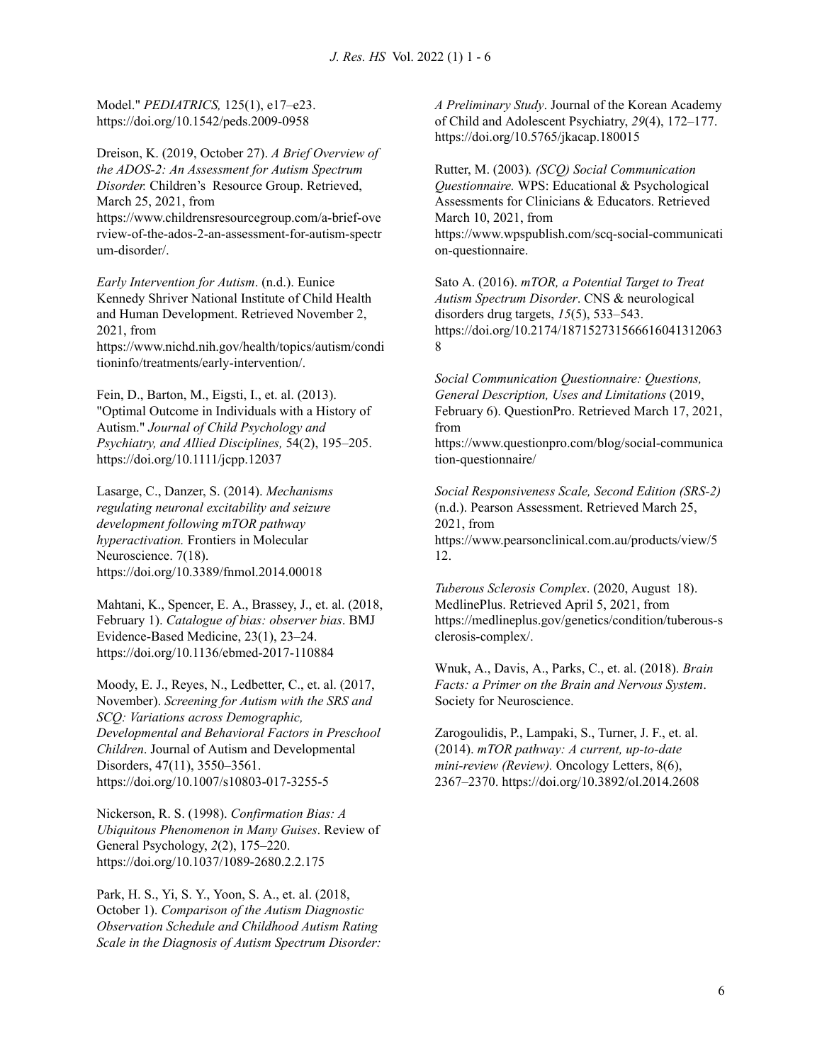Model." *PEDIATRICS,* 125(1), e17–e23. https://doi.org/10.1542/peds.2009-0958

Dreison, K. (2019, October 27). *A Brief Overview of the ADOS-2: An Assessment for Autism Spectrum Disorder.* Children's Resource Group. Retrieved, March 25, 2021, from https://www.childrensresourcegroup.com/a-brief-overview-of-the-ados-2-an-assessment-for-autism-spectrum-disorder/.

*Early Intervention for Autism*. (n.d.). Eunice Kennedy Shriver National Institute of Child Health and Human Development. Retrieved November 2, 2021, from https://www.nichd.nih.gov/health/topics/autism/conditioninfo/treatments/early-intervention/.

Fein, D., Barton, M., Eigsti, I., et. al. (2013). "Optimal Outcome in Individuals with a History of Autism." *Journal of Child Psychology and Psychiatry, and Allied Disciplines,* 54(2), 195–205. https://doi.org/10.1111/jcpp.12037

Lasarge, C., Danzer, S. (2014). *Mechanisms regulating neuronal excitability and seizure development following mTOR pathway hyperactivation.* Frontiers in Molecular Neuroscience. 7(18). https://doi.org/10.3389/fnmol.2014.00018

Mahtani, K., Spencer, E. A., Brassey, J., et. al. (2018, February 1). *Catalogue of bias: observer bias*. BMJ Evidence-Based Medicine, 23(1), 23–24. https://doi.org/10.1136/ebmed-2017-110884

Moody, E. J., Reyes, N., Ledbetter, C., et. al. (2017, November). *Screening for Autism with the SRS and SCQ: Variations across Demographic, Developmental and Behavioral Factors in Preschool Children*. Journal of Autism and Developmental Disorders, 47(11), 3550–3561. https://doi.org/10.1007/s10803-017-3255-5

Nickerson, R. S. (1998). *Confirmation Bias: A Ubiquitous Phenomenon in Many Guises*. Review of General Psychology, *2*(2), 175–220. https://doi.org/10.1037/1089-2680.2.2.175

Park, H. S., Yi, S. Y., Yoon, S. A., et. al. (2018, October 1). *Comparison of the Autism Diagnostic Observation Schedule and Childhood Autism Rating Scale in the Diagnosis of Autism Spectrum Disorder: A Preliminary Study*. Journal of the Korean Academy of Child and Adolescent Psychiatry, *29*(4), 172–177. https://doi.org/10.5765/jkacap.180015

Rutter, M. (2003)*. (SCQ) Social Communication Questionnaire.* WPS: Educational & Psychological Assessments for Clinicians & Educators. Retrieved March 10, 2021, from https://www.wpspublish.com/scq-social-communication-questionnaire.

Sato A. (2016). *mTOR, a Potential Target to Treat Autism Spectrum Disorder*. CNS & neurological disorders drug targets, *15*(5), 533–543. https://doi.org/10.2174/1871527315666161041312063 8

*Social Communication Questionnaire: Questions, General Description, Uses and Limitations* (2019, February 6). QuestionPro. Retrieved March 17, 2021, from https://www.questionpro.com/blog/social-communication-questionnaire/

*Social Responsiveness Scale, Second Edition (SRS-2)* (n.d.). Pearson Assessment. Retrieved March 25, 2021, from https://www.pearsonclinical.com.au/products/view/512.

*Tuberous Sclerosis Complex*. (2020, August 18). MedlinePlus. Retrieved April 5, 2021, from https://medlineplus.gov/genetics/condition/tuberous-sclerosis-complex/.

Wnuk, A., Davis, A., Parks, C., et. al. (2018). *Brain Facts: a Primer on the Brain and Nervous System*. Society for Neuroscience.

Zarogoulidis, P., Lampaki, S., Turner, J. F., et. al. (2014). *mTOR pathway: A current, up-to-date mini-review (Review).* Oncology Letters, 8(6), 2367–2370. https://doi.org/10.3892/ol.2014.2608